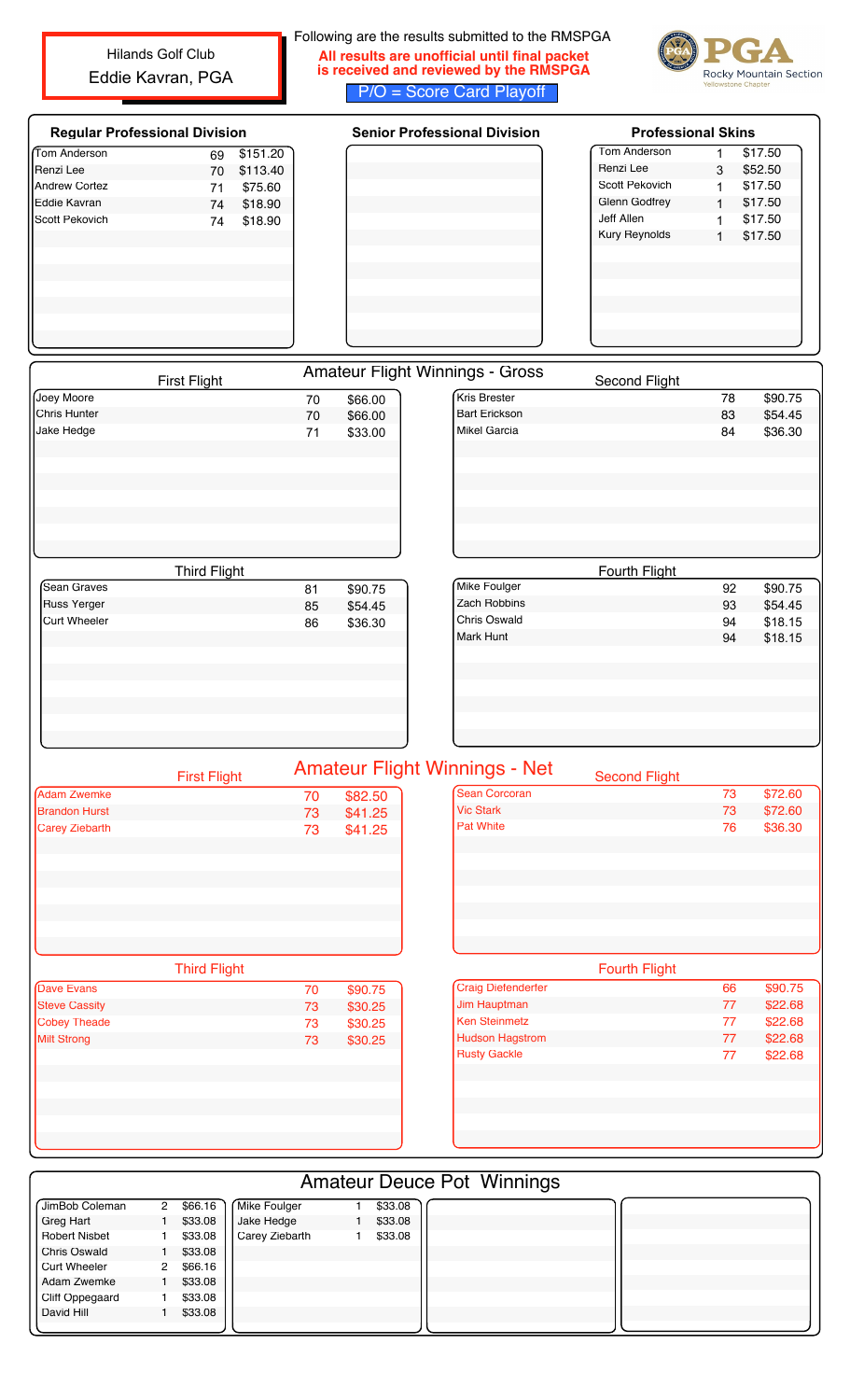Hilands Golf Club

Eddie Kavran, PGA

Following are the results submitted to the RMSPGA

**All results are unofficial until final packet is received and reviewed by the RMSPGA**

P/O = Score Card Playoff

PGA Rocky Mountain Section Yellowstone Chapter

## Regular Professional Division

| | | |
|---|---|---|
| Tom Anderson | 69 | $151.20 |
| Renzi Lee | 70 | $113.40 |
| Andrew Cortez | 71 | $75.60 |
| Eddie Kavran | 74 | $18.90 |
| Scott Pekovich | 74 | $18.90 |

## Senior Professional Division

## Professional Skins

| | | |
|---|---|---|
| Tom Anderson | 1 | $17.50 |
| Renzi Lee | 3 | $52.50 |
| Scott Pekovich | 1 | $17.50 |
| Glenn Godfrey | 1 | $17.50 |
| Jeff Allen | 1 | $17.50 |
| Kury Reynolds | 1 | $17.50 |

## Amateur Flight Winnings - Gross

### First Flight

| | | |
|---|---|---|
| Joey Moore | 70 | $66.00 |
| Chris Hunter | 70 | $66.00 |
| Jake Hedge | 71 | $33.00 |

### Second Flight

| | | |
|---|---|---|
| Kris Brester | 78 | $90.75 |
| Bart Erickson | 83 | $54.45 |
| Mikel Garcia | 84 | $36.30 |

### Third Flight

| | | |
|---|---|---|
| Sean Graves | 81 | $90.75 |
| Russ Yerger | 85 | $54.45 |
| Curt Wheeler | 86 | $36.30 |

### Fourth Flight

| | | |
|---|---|---|
| Mike Foulger | 92 | $90.75 |
| Zach Robbins | 93 | $54.45 |
| Chris Oswald | 94 | $18.15 |
| Mark Hunt | 94 | $18.15 |

## Amateur Flight Winnings - Net

### First Flight

| | | |
|---|---|---|
| Adam Zwemke | 70 | $82.50 |
| Brandon Hurst | 73 | $41.25 |
| Carey Ziebarth | 73 | $41.25 |

### Second Flight

| | | |
|---|---|---|
| Sean Corcoran | 73 | $72.60 |
| Vic Stark | 73 | $72.60 |
| Pat White | 76 | $36.30 |

### Third Flight

| | | |
|---|---|---|
| Dave Evans | 70 | $90.75 |
| Steve Cassity | 73 | $30.25 |
| Cobey Theade | 73 | $30.25 |
| Milt Strong | 73 | $30.25 |

### Fourth Flight

| | | |
|---|---|---|
| Craig Diefenderfer | 66 | $90.75 |
| Jim Hauptman | 77 | $22.68 |
| Ken Steinmetz | 77 | $22.68 |
| Hudson Hagstrom | 77 | $22.68 |
| Rusty Gackle | 77 | $22.68 |

## Amateur Deuce Pot Winnings

| | | |
|---|---|---|
| JimBob Coleman | 2 | $66.16 |
| Greg Hart | 1 | $33.08 |
| Robert Nisbet | 1 | $33.08 |
| Chris Oswald | 1 | $33.08 |
| Curt Wheeler | 2 | $66.16 |
| Adam Zwemke | 1 | $33.08 |
| Cliff Oppegaard | 1 | $33.08 |
| David Hill | 1 | $33.08 |
| Mike Foulger | 1 | $33.08 |
| Jake Hedge | 1 | $33.08 |
| Carey Ziebarth | 1 | $33.08 |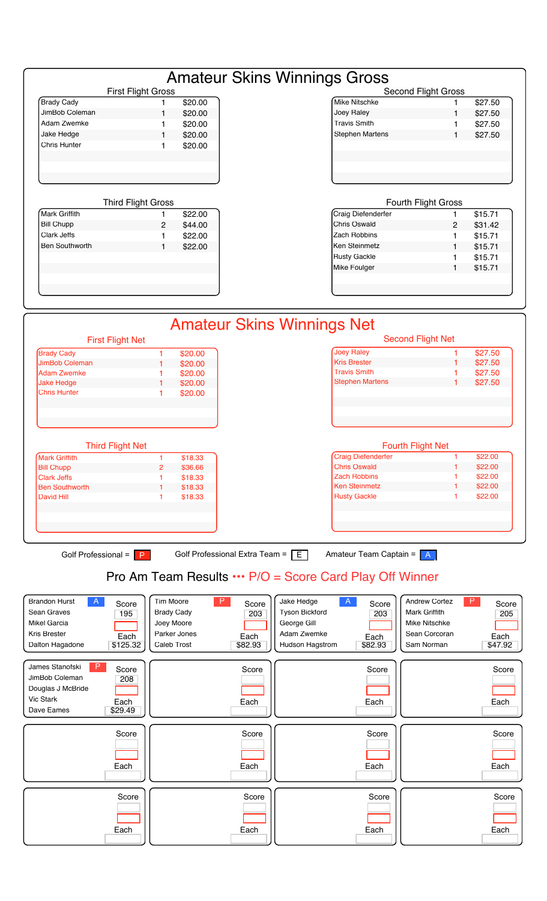# Amateur Skins Winnings Gross

### First Flight Gross

| | | |
|---|---|---|
| Brady Cady | 1 | $20.00 |
| JimBob Coleman | 1 | $20.00 |
| Adam Zwemke | 1 | $20.00 |
| Jake Hedge | 1 | $20.00 |
| Chris Hunter | 1 | $20.00 |

### Second Flight Gross

| | | |
|---|---|---|
| Mike Nitschke | 1 | $27.50 |
| Joey Raley | 1 | $27.50 |
| Travis Smith | 1 | $27.50 |
| Stephen Martens | 1 | $27.50 |

### Third Flight Gross

| | | |
|---|---|---|
| Mark Griffith | 1 | $22.00 |
| Bill Chupp | 2 | $44.00 |
| Clark Jeffs | 1 | $22.00 |
| Ben Southworth | 1 | $22.00 |

### Fourth Flight Gross

| | | |
|---|---|---|
| Craig Diefenderfer | 1 | $15.71 |
| Chris Oswald | 2 | $31.42 |
| Zach Robbins | 1 | $15.71 |
| Ken Steinmetz | 1 | $15.71 |
| Rusty Gackle | 1 | $15.71 |
| Mike Foulger | 1 | $15.71 |

# Amateur Skins Winnings Net

### First Flight Net

| | | |
|---|---|---|
| Brady Cady | 1 | $20.00 |
| JimBob Coleman | 1 | $20.00 |
| Adam Zwemke | 1 | $20.00 |
| Jake Hedge | 1 | $20.00 |
| Chris Hunter | 1 | $20.00 |

### Second Flight Net

| | | |
|---|---|---|
| Joey Raley | 1 | $27.50 |
| Kris Brester | 1 | $27.50 |
| Travis Smith | 1 | $27.50 |
| Stephen Martens | 1 | $27.50 |

### Third Flight Net

| | | |
|---|---|---|
| Mark Griffith | 1 | $18.33 |
| Bill Chupp | 2 | $36.66 |
| Clark Jeffs | 1 | $18.33 |
| Ben Southworth | 1 | $18.33 |
| David Hill | 1 | $18.33 |

### Fourth Flight Net

| | | |
|---|---|---|
| Craig Diefenderfer | 1 | $22.00 |
| Chris Oswald | 1 | $22.00 |
| Zach Robbins | 1 | $22.00 |
| Ken Steinmetz | 1 | $22.00 |
| Rusty Gackle | 1 | $22.00 |

Golf Professional = P    Golf Professional Extra Team = E    Amateur Team Captain = A

## Pro Am Team Results ••• P/O = Score Card Play Off Winner

| Team | Score | Each |
|---|---|---|
| Brandon Hurst (A), Sean Graves, Mikel Garcia, Kris Brester, Dalton Hagadone | 195 | $125.32 |
| Tim Moore (P), Brady Cady, Joey Moore, Parker Jones, Caleb Trost | 203 | $82.93 |
| Jake Hedge (A), Tyson Bickford, George Gill, Adam Zwemke, Hudson Hagstrom | 203 | $82.93 |
| Andrew Cortez (P), Mark Griffith, Mike Nitschke, Sean Corcoran, Sam Norman | 205 | $47.92 |
| James Stanofski (P), JimBob Coleman, Douglas J McBride, Vic Stark, Dave Eames | 208 | $29.49 |